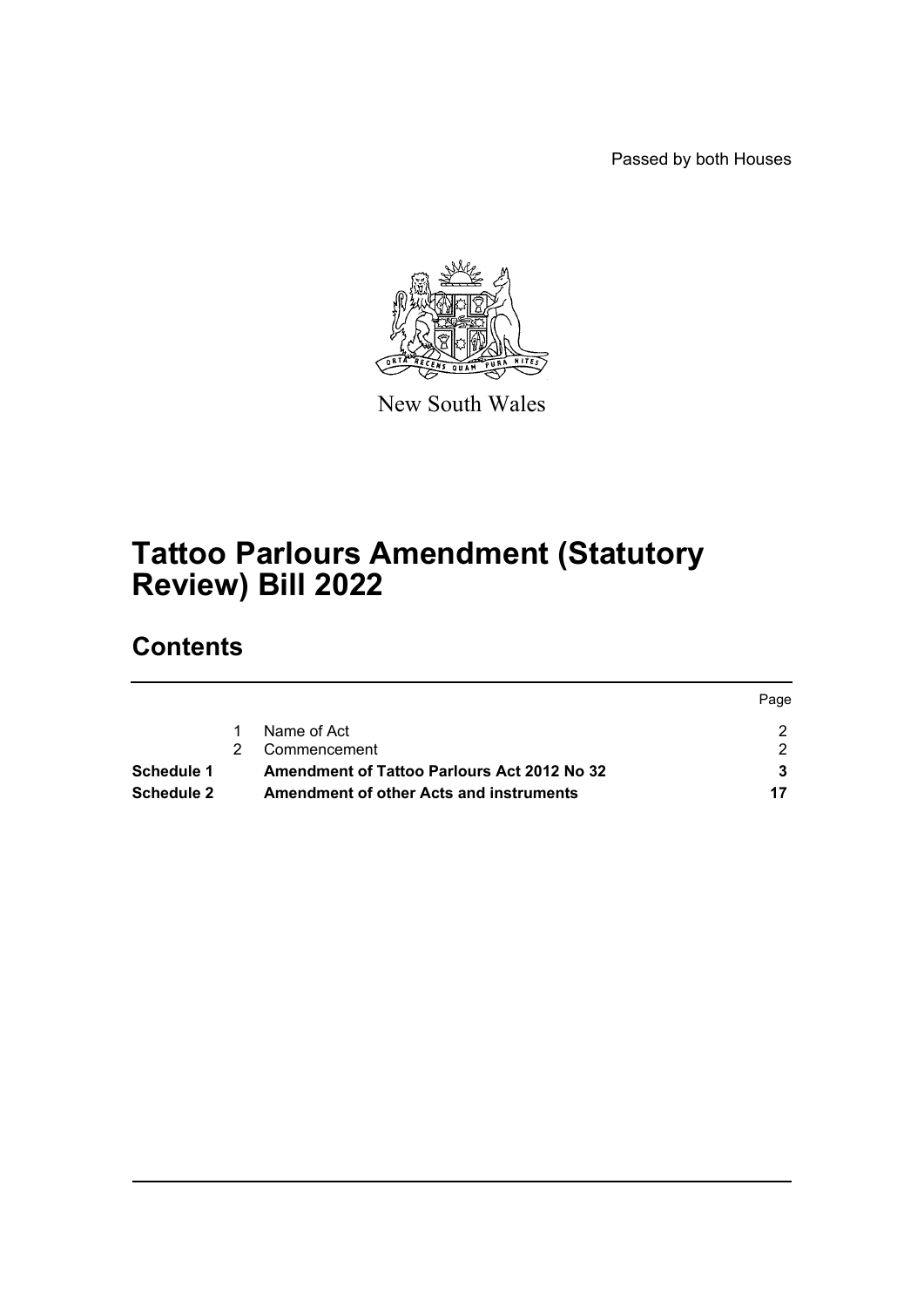Passed by both Houses

New South Wales

# Tattoo Parlours Amendment (Statutory Review) Bill 2022

## Contents

| | | | Page |
|---|---|---|---|
| | 1 | Name of Act | 2 |
| | 2 | Commencement | 2 |
| **Schedule 1** | | **Amendment of Tattoo Parlours Act 2012 No 32** | **3** |
| **Schedule 2** | | **Amendment of other Acts and instruments** | **17** |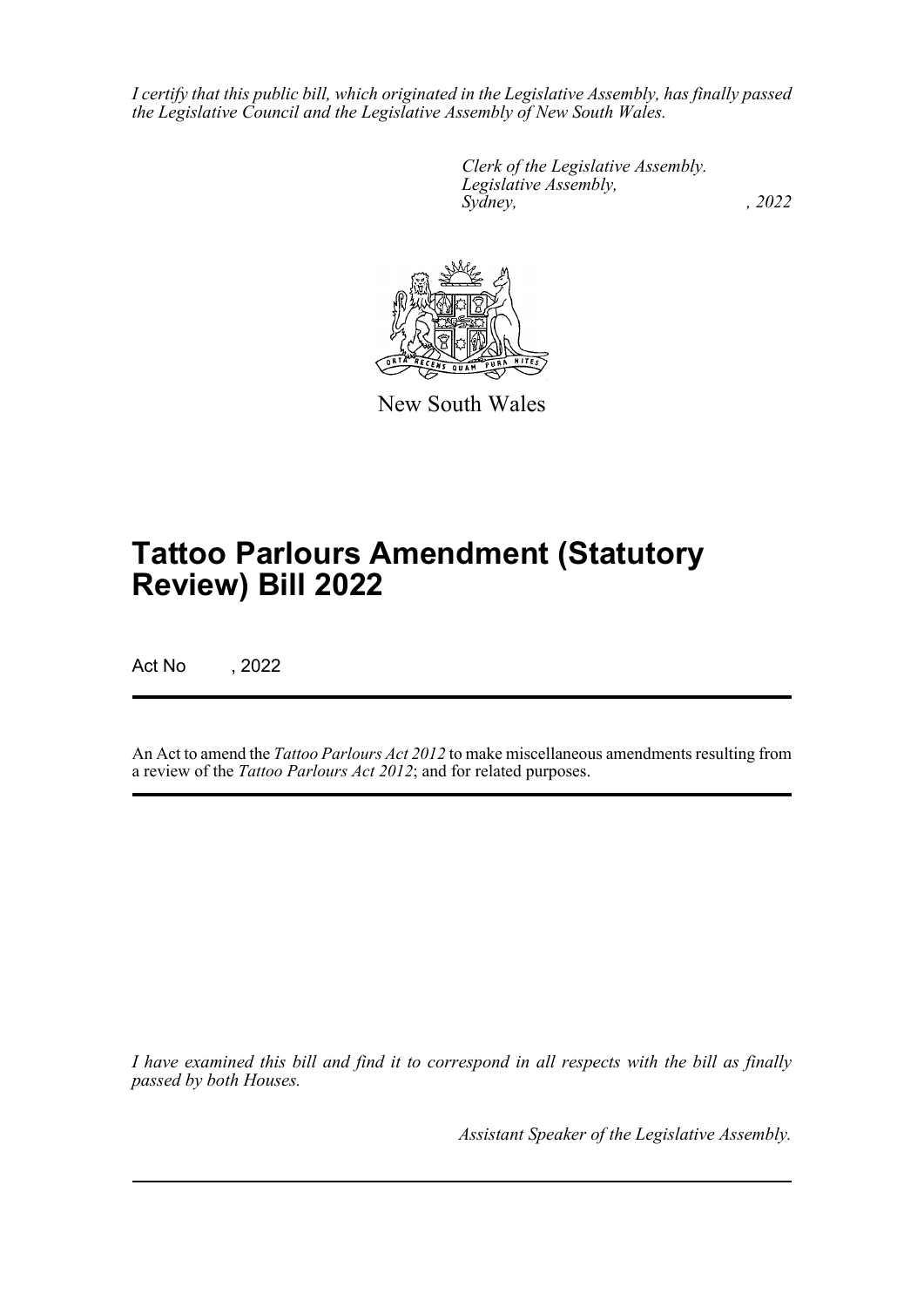*I certify that this public bill, which originated in the Legislative Assembly, has finally passed the Legislative Council and the Legislative Assembly of New South Wales.*

*Clerk of the Legislative Assembly.*
*Legislative Assembly,*
*Sydney, , 2022*

New South Wales

# Tattoo Parlours Amendment (Statutory Review) Bill 2022

Act No , 2022

An Act to amend the *Tattoo Parlours Act 2012* to make miscellaneous amendments resulting from a review of the *Tattoo Parlours Act 2012*; and for related purposes.

*I have examined this bill and find it to correspond in all respects with the bill as finally passed by both Houses.*

*Assistant Speaker of the Legislative Assembly.*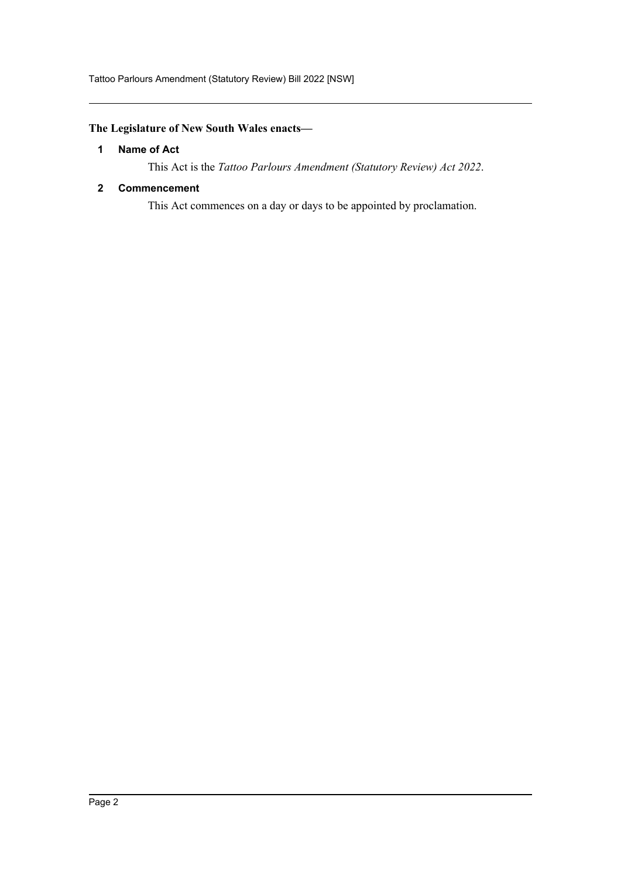**The Legislature of New South Wales enacts—**

## 1 Name of Act

This Act is the *Tattoo Parlours Amendment (Statutory Review) Act 2022*.

## 2 Commencement

This Act commences on a day or days to be appointed by proclamation.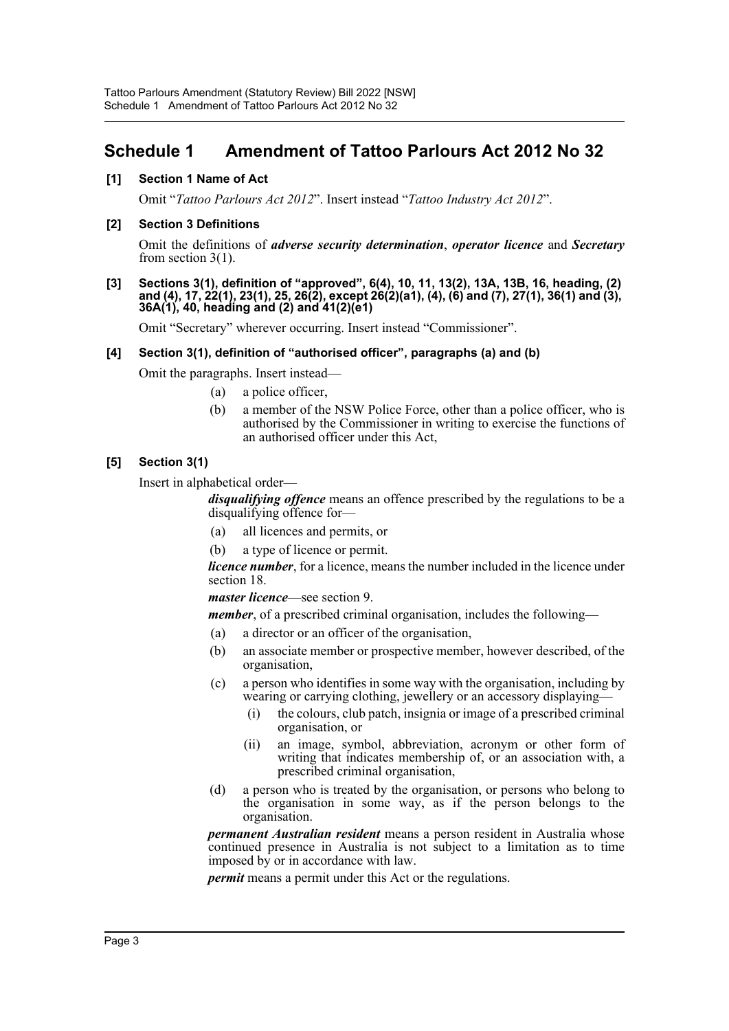## Schedule 1 Amendment of Tattoo Parlours Act 2012 No 32

**[1] Section 1 Name of Act**

Omit "*Tattoo Parlours Act 2012*". Insert instead "*Tattoo Industry Act 2012*".

**[2] Section 3 Definitions**

Omit the definitions of ***adverse security determination***, ***operator licence*** and ***Secretary*** from section 3(1).

**[3] Sections 3(1), definition of "approved", 6(4), 10, 11, 13(2), 13A, 13B, 16, heading, (2) and (4), 17, 22(1), 23(1), 25, 26(2), except 26(2)(a1), (4), (6) and (7), 27(1), 36(1) and (3), 36A(1), 40, heading and (2) and 41(2)(e1)**

Omit "Secretary" wherever occurring. Insert instead "Commissioner".

**[4] Section 3(1), definition of "authorised officer", paragraphs (a) and (b)**

Omit the paragraphs. Insert instead—

(a) a police officer,

(b) a member of the NSW Police Force, other than a police officer, who is authorised by the Commissioner in writing to exercise the functions of an authorised officer under this Act,

**[5] Section 3(1)**

Insert in alphabetical order—

***disqualifying offence*** means an offence prescribed by the regulations to be a disqualifying offence for—

(a) all licences and permits, or

(b) a type of licence or permit.

***licence number***, for a licence, means the number included in the licence under section 18.

***master licence***—see section 9.

***member***, of a prescribed criminal organisation, includes the following—

(a) a director or an officer of the organisation,

(b) an associate member or prospective member, however described, of the organisation,

(c) a person who identifies in some way with the organisation, including by wearing or carrying clothing, jewellery or an accessory displaying—

   (i) the colours, club patch, insignia or image of a prescribed criminal organisation, or

   (ii) an image, symbol, abbreviation, acronym or other form of writing that indicates membership of, or an association with, a prescribed criminal organisation,

(d) a person who is treated by the organisation, or persons who belong to the organisation in some way, as if the person belongs to the organisation.

***permanent Australian resident*** means a person resident in Australia whose continued presence in Australia is not subject to a limitation as to time imposed by or in accordance with law.

***permit*** means a permit under this Act or the regulations.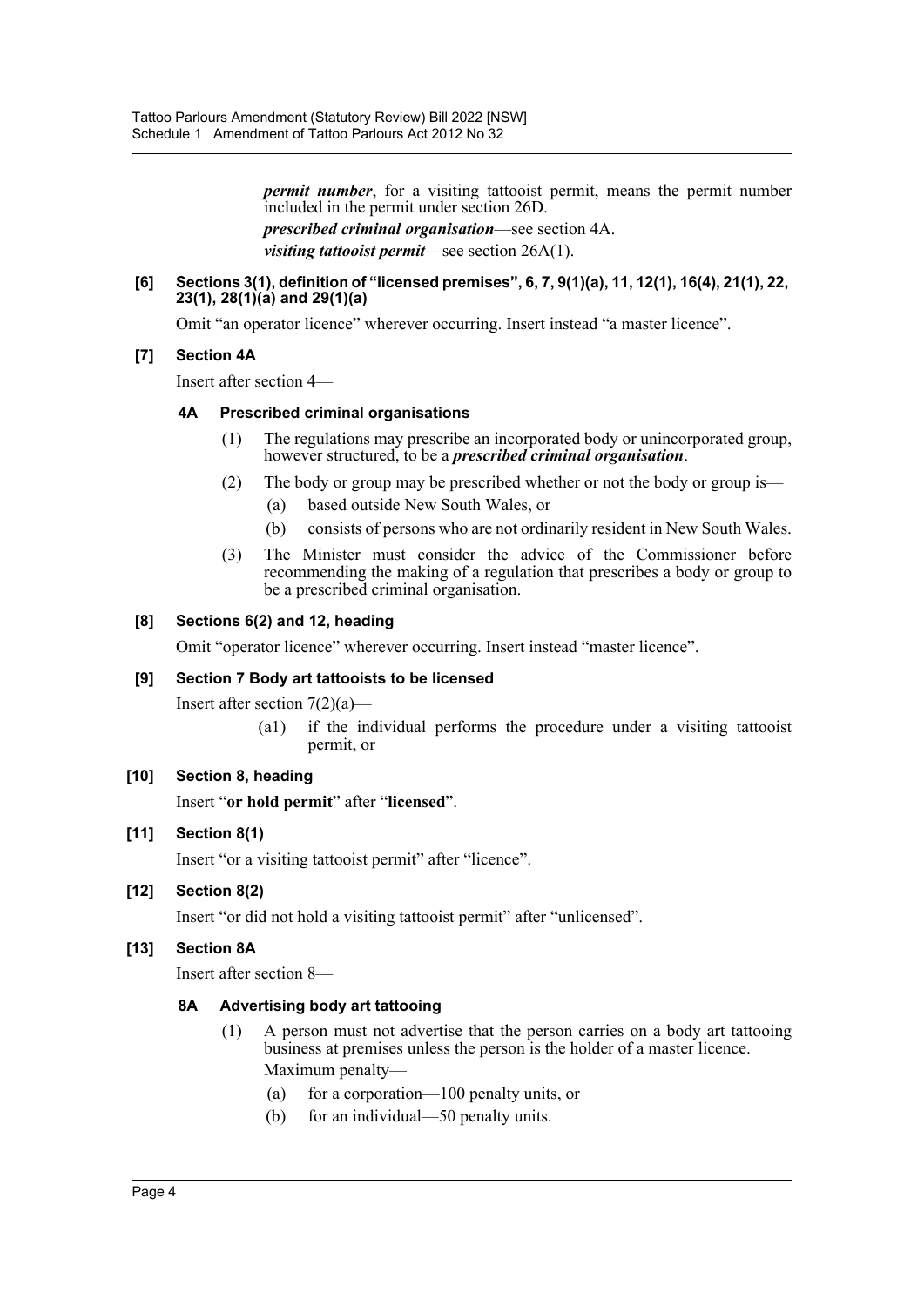***permit number***, for a visiting tattooist permit, means the permit number included in the permit under section 26D.

***prescribed criminal organisation***—see section 4A.

***visiting tattooist permit***—see section 26A(1).

**[6] Sections 3(1), definition of "licensed premises", 6, 7, 9(1)(a), 11, 12(1), 16(4), 21(1), 22, 23(1), 28(1)(a) and 29(1)(a)**

Omit "an operator licence" wherever occurring. Insert instead "a master licence".

**[7] Section 4A**

Insert after section 4—

**4A Prescribed criminal organisations**

(1) The regulations may prescribe an incorporated body or unincorporated group, however structured, to be a ***prescribed criminal organisation***.

(2) The body or group may be prescribed whether or not the body or group is—

(a) based outside New South Wales, or

(b) consists of persons who are not ordinarily resident in New South Wales.

(3) The Minister must consider the advice of the Commissioner before recommending the making of a regulation that prescribes a body or group to be a prescribed criminal organisation.

**[8] Sections 6(2) and 12, heading**

Omit "operator licence" wherever occurring. Insert instead "master licence".

**[9] Section 7 Body art tattooists to be licensed**

Insert after section 7(2)(a)—

(a1) if the individual performs the procedure under a visiting tattooist permit, or

**[10] Section 8, heading**

Insert "**or hold permit**" after "**licensed**".

**[11] Section 8(1)**

Insert "or a visiting tattooist permit" after "licence".

**[12] Section 8(2)**

Insert "or did not hold a visiting tattooist permit" after "unlicensed".

**[13] Section 8A**

Insert after section 8—

**8A Advertising body art tattooing**

(1) A person must not advertise that the person carries on a body art tattooing business at premises unless the person is the holder of a master licence.

Maximum penalty—

(a) for a corporation—100 penalty units, or

(b) for an individual—50 penalty units.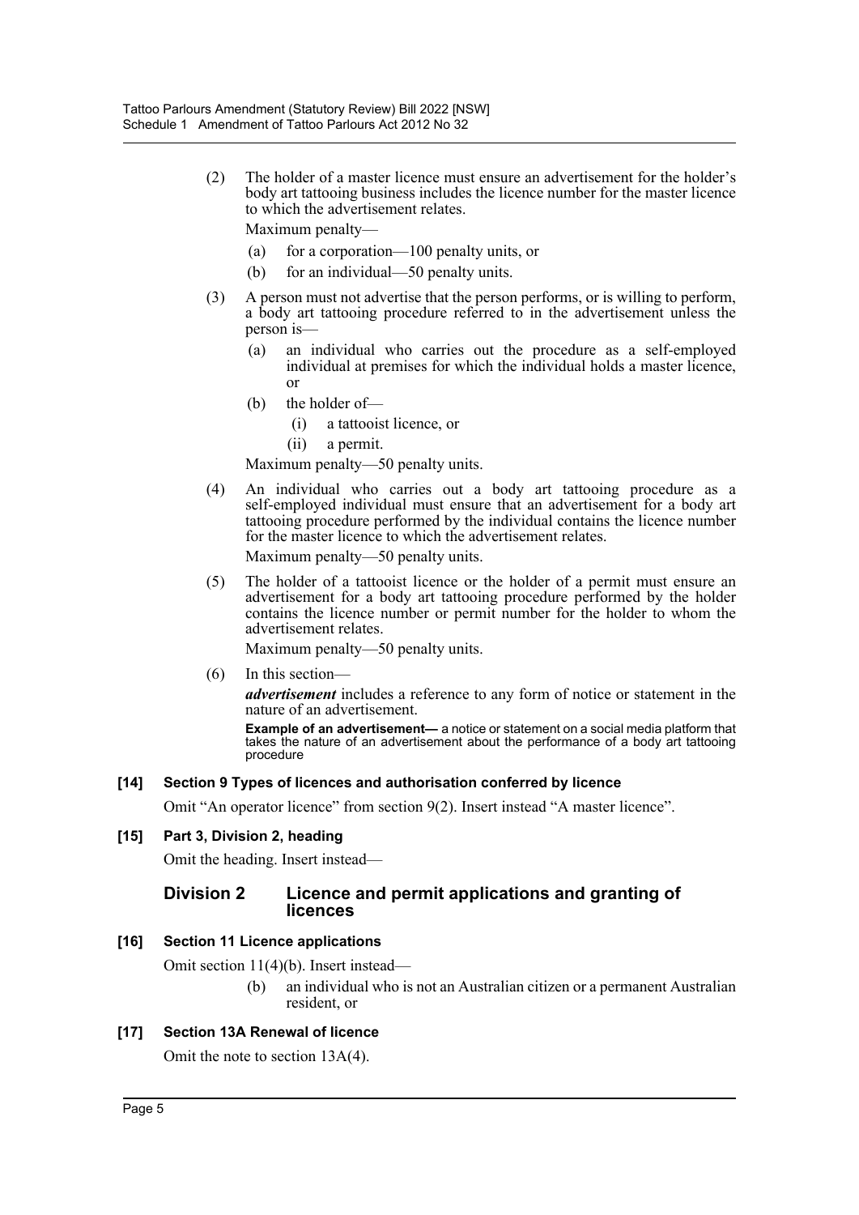(2) The holder of a master licence must ensure an advertisement for the holder's body art tattooing business includes the licence number for the master licence to which the advertisement relates.

Maximum penalty—

(a) for a corporation—100 penalty units, or

(b) for an individual—50 penalty units.

(3) A person must not advertise that the person performs, or is willing to perform, a body art tattooing procedure referred to in the advertisement unless the person is—

(a) an individual who carries out the procedure as a self-employed individual at premises for which the individual holds a master licence, or

(b) the holder of—

(i) a tattooist licence, or

(ii) a permit.

Maximum penalty—50 penalty units.

(4) An individual who carries out a body art tattooing procedure as a self-employed individual must ensure that an advertisement for a body art tattooing procedure performed by the individual contains the licence number for the master licence to which the advertisement relates.

Maximum penalty—50 penalty units.

(5) The holder of a tattooist licence or the holder of a permit must ensure an advertisement for a body art tattooing procedure performed by the holder contains the licence number or permit number for the holder to whom the advertisement relates.

Maximum penalty—50 penalty units.

(6) In this section—

***advertisement*** includes a reference to any form of notice or statement in the nature of an advertisement.

**Example of an advertisement—** a notice or statement on a social media platform that takes the nature of an advertisement about the performance of a body art tattooing procedure

### [14] Section 9 Types of licences and authorisation conferred by licence

Omit "An operator licence" from section 9(2). Insert instead "A master licence".

### [15] Part 3, Division 2, heading

Omit the heading. Insert instead—

## Division 2 Licence and permit applications and granting of licences

### [16] Section 11 Licence applications

Omit section 11(4)(b). Insert instead—

(b) an individual who is not an Australian citizen or a permanent Australian resident, or

### [17] Section 13A Renewal of licence

Omit the note to section 13A(4).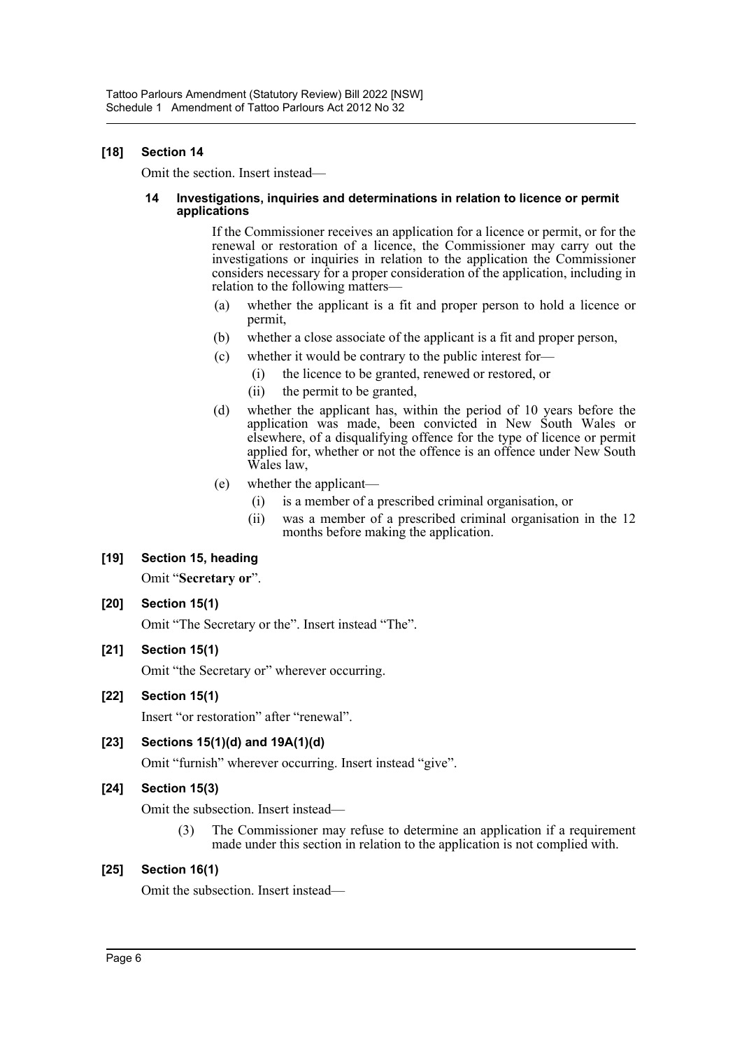### [18] Section 14

Omit the section. Insert instead—

#### 14 Investigations, inquiries and determinations in relation to licence or permit applications

If the Commissioner receives an application for a licence or permit, or for the renewal or restoration of a licence, the Commissioner may carry out the investigations or inquiries in relation to the application the Commissioner considers necessary for a proper consideration of the application, including in relation to the following matters—

(a) whether the applicant is a fit and proper person to hold a licence or permit,

(b) whether a close associate of the applicant is a fit and proper person,

(c) whether it would be contrary to the public interest for—

  (i) the licence to be granted, renewed or restored, or

  (ii) the permit to be granted,

(d) whether the applicant has, within the period of 10 years before the application was made, been convicted in New South Wales or elsewhere, of a disqualifying offence for the type of licence or permit applied for, whether or not the offence is an offence under New South Wales law,

(e) whether the applicant—

  (i) is a member of a prescribed criminal organisation, or

  (ii) was a member of a prescribed criminal organisation in the 12 months before making the application.

### [19] Section 15, heading

Omit "**Secretary or**".

### [20] Section 15(1)

Omit "The Secretary or the". Insert instead "The".

### [21] Section 15(1)

Omit "the Secretary or" wherever occurring.

### [22] Section 15(1)

Insert "or restoration" after "renewal".

### [23] Sections 15(1)(d) and 19A(1)(d)

Omit "furnish" wherever occurring. Insert instead "give".

### [24] Section 15(3)

Omit the subsection. Insert instead—

(3) The Commissioner may refuse to determine an application if a requirement made under this section in relation to the application is not complied with.

### [25] Section 16(1)

Omit the subsection. Insert instead—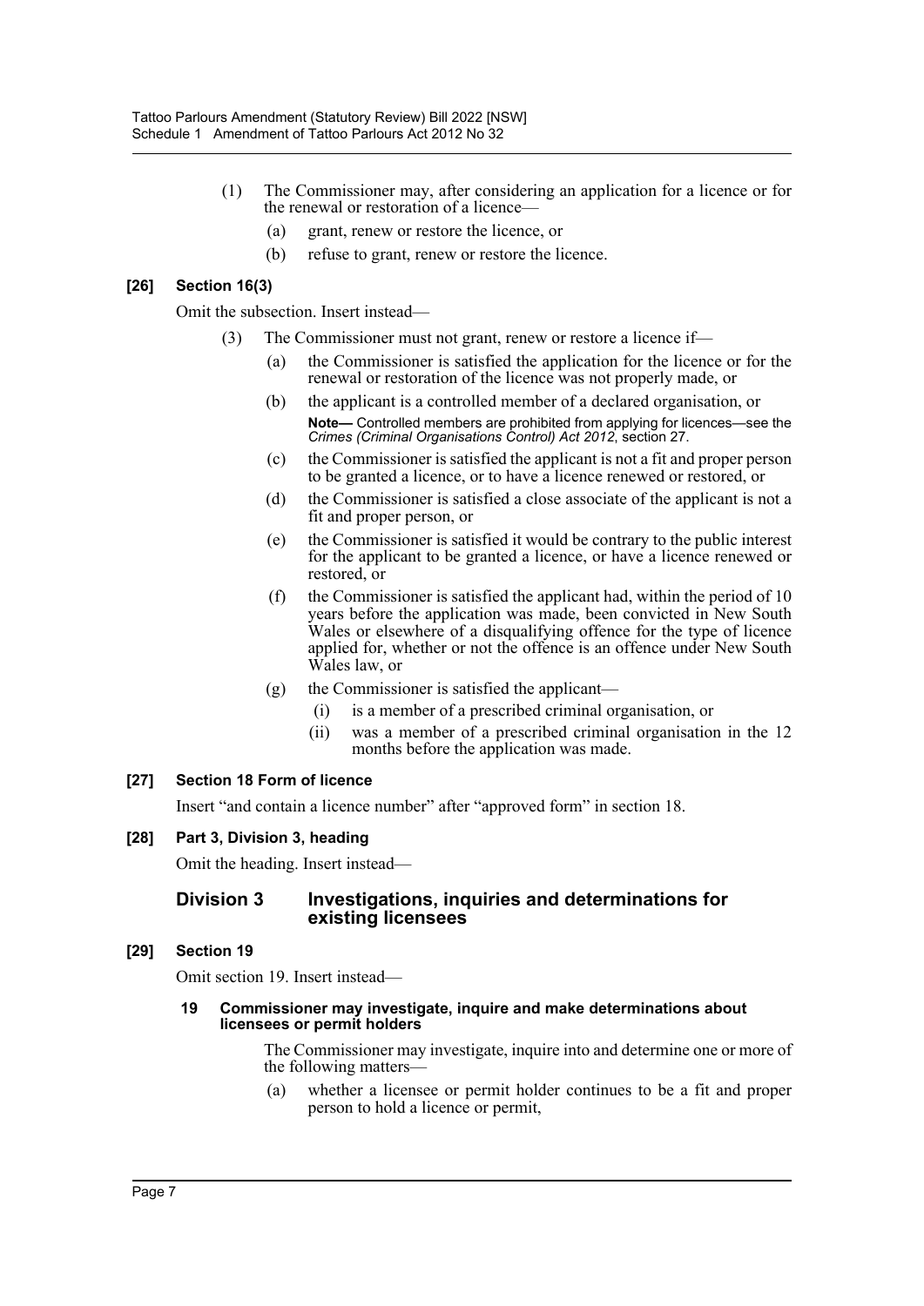(1) The Commissioner may, after considering an application for a licence or for the renewal or restoration of a licence—

(a) grant, renew or restore the licence, or

(b) refuse to grant, renew or restore the licence.

### [26] Section 16(3)

Omit the subsection. Insert instead—

(3) The Commissioner must not grant, renew or restore a licence if—

(a) the Commissioner is satisfied the application for the licence or for the renewal or restoration of the licence was not properly made, or

(b) the applicant is a controlled member of a declared organisation, or

**Note—** Controlled members are prohibited from applying for licences—see the *Crimes (Criminal Organisations Control) Act 2012*, section 27.

(c) the Commissioner is satisfied the applicant is not a fit and proper person to be granted a licence, or to have a licence renewed or restored, or

(d) the Commissioner is satisfied a close associate of the applicant is not a fit and proper person, or

(e) the Commissioner is satisfied it would be contrary to the public interest for the applicant to be granted a licence, or have a licence renewed or restored, or

(f) the Commissioner is satisfied the applicant had, within the period of 10 years before the application was made, been convicted in New South Wales or elsewhere of a disqualifying offence for the type of licence applied for, whether or not the offence is an offence under New South Wales law, or

(g) the Commissioner is satisfied the applicant—

(i) is a member of a prescribed criminal organisation, or

(ii) was a member of a prescribed criminal organisation in the 12 months before the application was made.

### [27] Section 18 Form of licence

Insert "and contain a licence number" after "approved form" in section 18.

### [28] Part 3, Division 3, heading

Omit the heading. Insert instead—

## Division 3 Investigations, inquiries and determinations for existing licensees

### [29] Section 19

Omit section 19. Insert instead—

#### 19 Commissioner may investigate, inquire and make determinations about licensees or permit holders

The Commissioner may investigate, inquire into and determine one or more of the following matters—

(a) whether a licensee or permit holder continues to be a fit and proper person to hold a licence or permit,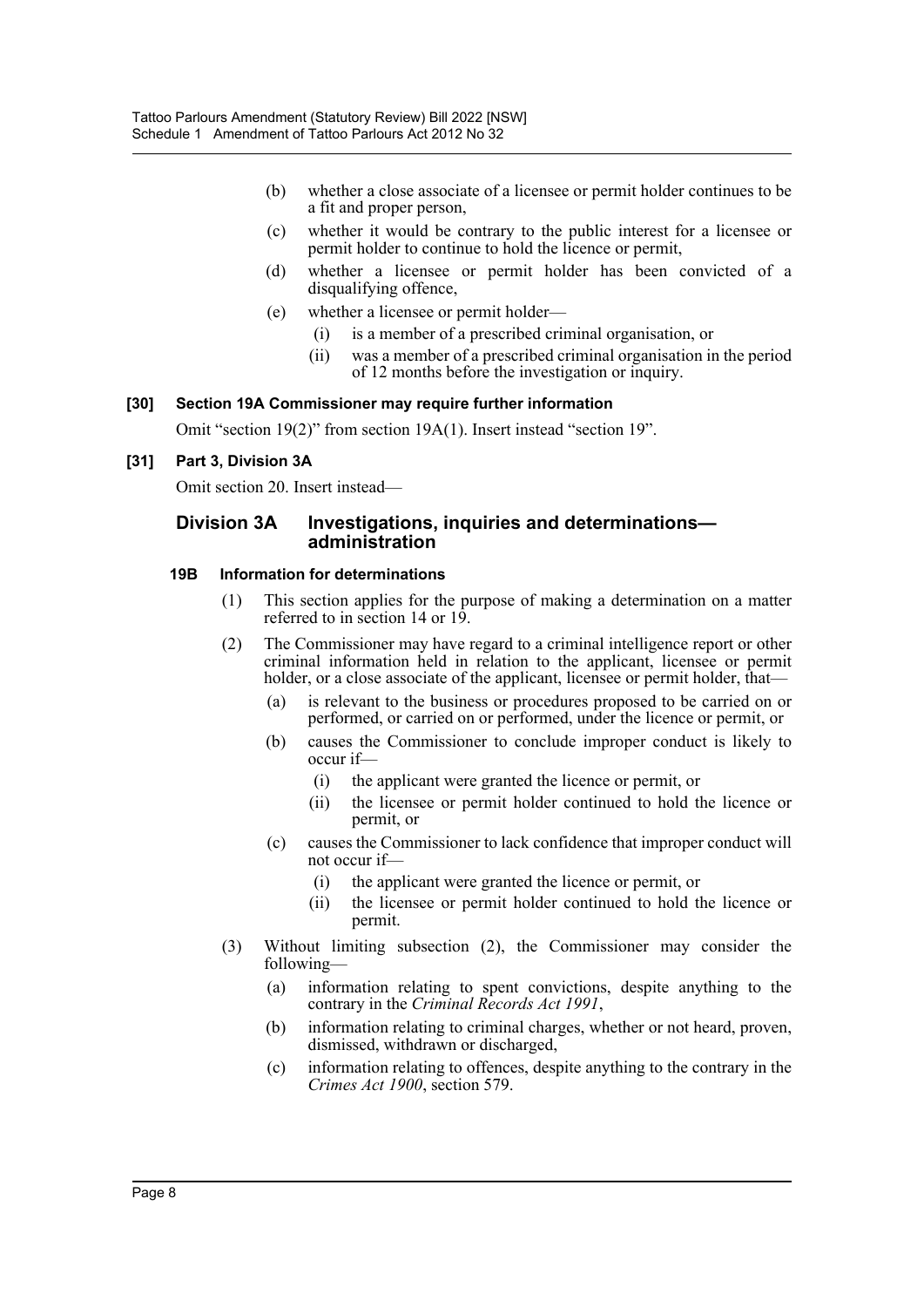(b) whether a close associate of a licensee or permit holder continues to be a fit and proper person,

(c) whether it would be contrary to the public interest for a licensee or permit holder to continue to hold the licence or permit,

(d) whether a licensee or permit holder has been convicted of a disqualifying offence,

(e) whether a licensee or permit holder—

  (i) is a member of a prescribed criminal organisation, or

  (ii) was a member of a prescribed criminal organisation in the period of 12 months before the investigation or inquiry.

**[30] Section 19A Commissioner may require further information**

Omit "section 19(2)" from section 19A(1). Insert instead "section 19".

**[31] Part 3, Division 3A**

Omit section 20. Insert instead—

## Division 3A Investigations, inquiries and determinations—administration

**19B Information for determinations**

(1) This section applies for the purpose of making a determination on a matter referred to in section 14 or 19.

(2) The Commissioner may have regard to a criminal intelligence report or other criminal information held in relation to the applicant, licensee or permit holder, or a close associate of the applicant, licensee or permit holder, that—

  (a) is relevant to the business or procedures proposed to be carried on or performed, or carried on or performed, under the licence or permit, or

  (b) causes the Commissioner to conclude improper conduct is likely to occur if—

    (i) the applicant were granted the licence or permit, or

    (ii) the licensee or permit holder continued to hold the licence or permit, or

  (c) causes the Commissioner to lack confidence that improper conduct will not occur if—

    (i) the applicant were granted the licence or permit, or

    (ii) the licensee or permit holder continued to hold the licence or permit.

(3) Without limiting subsection (2), the Commissioner may consider the following—

  (a) information relating to spent convictions, despite anything to the contrary in the *Criminal Records Act 1991*,

  (b) information relating to criminal charges, whether or not heard, proven, dismissed, withdrawn or discharged,

  (c) information relating to offences, despite anything to the contrary in the *Crimes Act 1900*, section 579.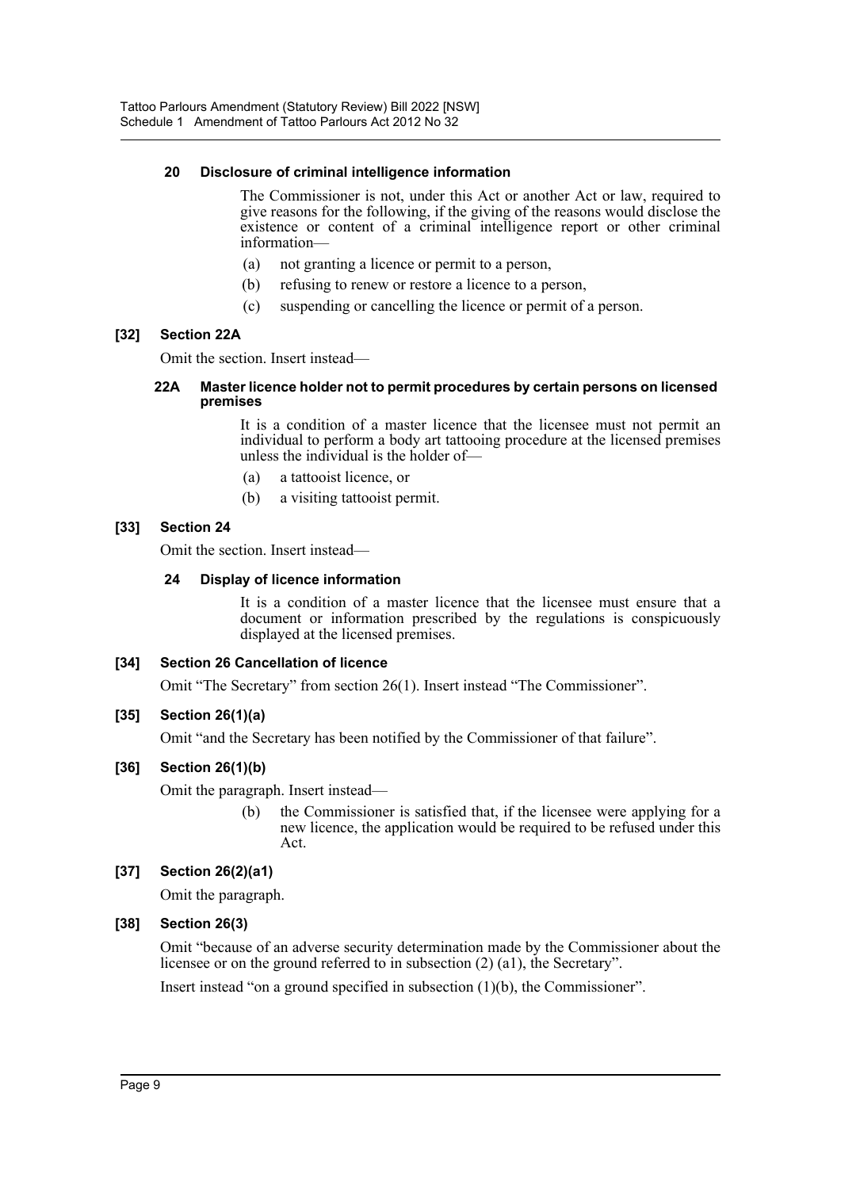#### 20 Disclosure of criminal intelligence information

The Commissioner is not, under this Act or another Act or law, required to give reasons for the following, if the giving of the reasons would disclose the existence or content of a criminal intelligence report or other criminal information—

(a) not granting a licence or permit to a person,

(b) refusing to renew or restore a licence to a person,

(c) suspending or cancelling the licence or permit of a person.

### [32] Section 22A

Omit the section. Insert instead—

#### 22A Master licence holder not to permit procedures by certain persons on licensed premises

It is a condition of a master licence that the licensee must not permit an individual to perform a body art tattooing procedure at the licensed premises unless the individual is the holder of—

(a) a tattooist licence, or

(b) a visiting tattooist permit.

### [33] Section 24

Omit the section. Insert instead—

#### 24 Display of licence information

It is a condition of a master licence that the licensee must ensure that a document or information prescribed by the regulations is conspicuously displayed at the licensed premises.

### [34] Section 26 Cancellation of licence

Omit "The Secretary" from section 26(1). Insert instead "The Commissioner".

### [35] Section 26(1)(a)

Omit "and the Secretary has been notified by the Commissioner of that failure".

### [36] Section 26(1)(b)

Omit the paragraph. Insert instead—

(b) the Commissioner is satisfied that, if the licensee were applying for a new licence, the application would be required to be refused under this Act.

### [37] Section 26(2)(a1)

Omit the paragraph.

### [38] Section 26(3)

Omit "because of an adverse security determination made by the Commissioner about the licensee or on the ground referred to in subsection (2) (a1), the Secretary".

Insert instead "on a ground specified in subsection (1)(b), the Commissioner".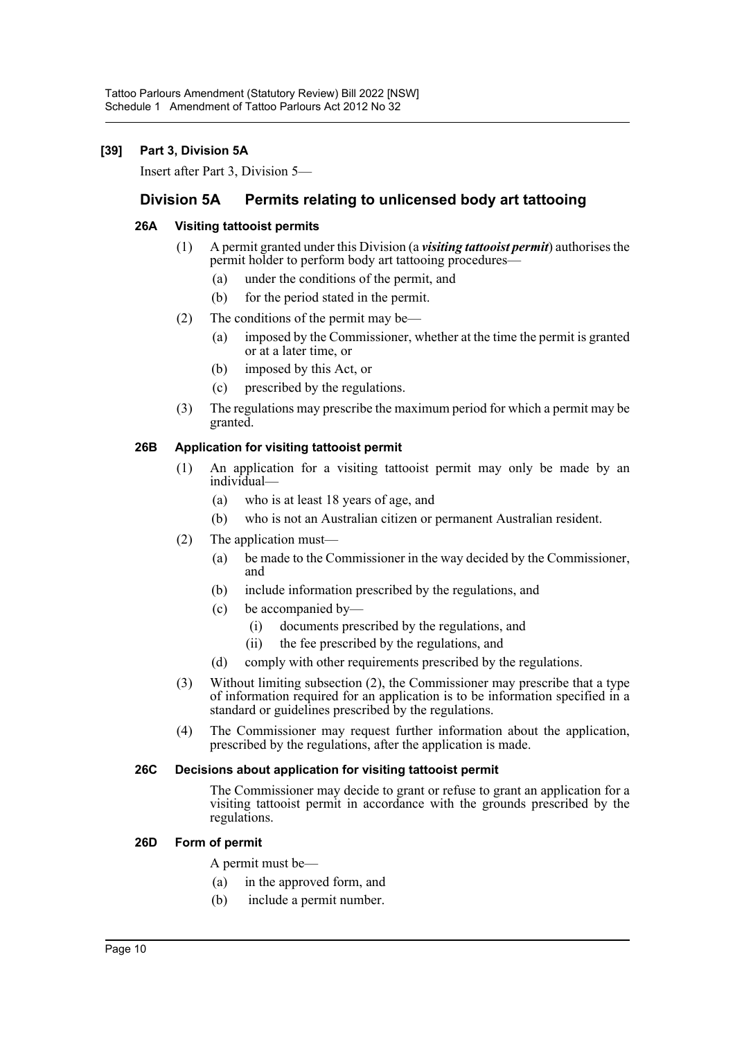**[39] Part 3, Division 5A**

Insert after Part 3, Division 5—

## Division 5A Permits relating to unlicensed body art tattooing

### 26A Visiting tattooist permits

(1) A permit granted under this Division (a ***visiting tattooist permit***) authorises the permit holder to perform body art tattooing procedures—

- (a) under the conditions of the permit, and
- (b) for the period stated in the permit.

(2) The conditions of the permit may be—

- (a) imposed by the Commissioner, whether at the time the permit is granted or at a later time, or
- (b) imposed by this Act, or
- (c) prescribed by the regulations.

(3) The regulations may prescribe the maximum period for which a permit may be granted.

### 26B Application for visiting tattooist permit

(1) An application for a visiting tattooist permit may only be made by an individual—

- (a) who is at least 18 years of age, and
- (b) who is not an Australian citizen or permanent Australian resident.

(2) The application must—

- (a) be made to the Commissioner in the way decided by the Commissioner, and
- (b) include information prescribed by the regulations, and
- (c) be accompanied by—
  - (i) documents prescribed by the regulations, and
  - (ii) the fee prescribed by the regulations, and
- (d) comply with other requirements prescribed by the regulations.

(3) Without limiting subsection (2), the Commissioner may prescribe that a type of information required for an application is to be information specified in a standard or guidelines prescribed by the regulations.

(4) The Commissioner may request further information about the application, prescribed by the regulations, after the application is made.

### 26C Decisions about application for visiting tattooist permit

The Commissioner may decide to grant or refuse to grant an application for a visiting tattooist permit in accordance with the grounds prescribed by the regulations.

### 26D Form of permit

A permit must be—

- (a) in the approved form, and
- (b) include a permit number.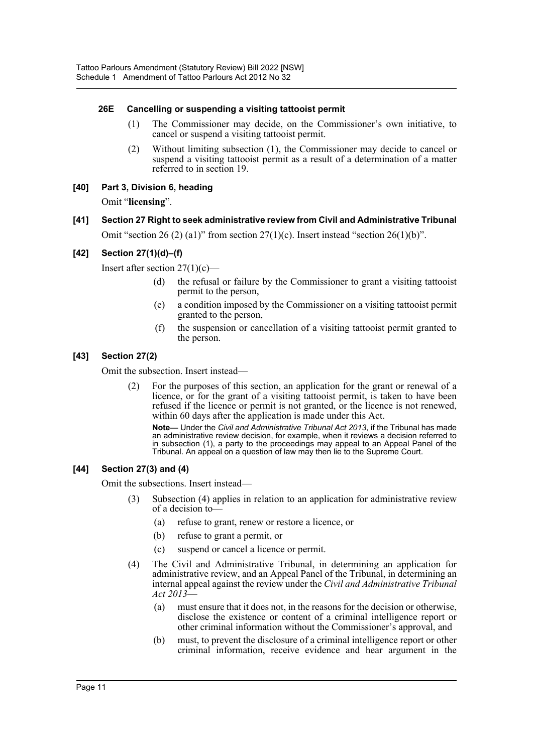#### 26E Cancelling or suspending a visiting tattooist permit

(1) The Commissioner may decide, on the Commissioner's own initiative, to cancel or suspend a visiting tattooist permit.

(2) Without limiting subsection (1), the Commissioner may decide to cancel or suspend a visiting tattooist permit as a result of a determination of a matter referred to in section 19.

### [40] Part 3, Division 6, heading

Omit "**licensing**".

### [41] Section 27 Right to seek administrative review from Civil and Administrative Tribunal

Omit "section 26 (2) (a1)" from section 27(1)(c). Insert instead "section 26(1)(b)".

### [42] Section 27(1)(d)–(f)

Insert after section 27(1)(c)—

(d) the refusal or failure by the Commissioner to grant a visiting tattooist permit to the person,

(e) a condition imposed by the Commissioner on a visiting tattooist permit granted to the person,

(f) the suspension or cancellation of a visiting tattooist permit granted to the person.

### [43] Section 27(2)

Omit the subsection. Insert instead—

(2) For the purposes of this section, an application for the grant or renewal of a licence, or for the grant of a visiting tattooist permit, is taken to have been refused if the licence or permit is not granted, or the licence is not renewed, within 60 days after the application is made under this Act.

**Note—** Under the *Civil and Administrative Tribunal Act 2013*, if the Tribunal has made an administrative review decision, for example, when it reviews a decision referred to in subsection (1), a party to the proceedings may appeal to an Appeal Panel of the Tribunal. An appeal on a question of law may then lie to the Supreme Court.

### [44] Section 27(3) and (4)

Omit the subsections. Insert instead—

(3) Subsection (4) applies in relation to an application for administrative review of a decision to—

(a) refuse to grant, renew or restore a licence, or

(b) refuse to grant a permit, or

(c) suspend or cancel a licence or permit.

(4) The Civil and Administrative Tribunal, in determining an application for administrative review, and an Appeal Panel of the Tribunal, in determining an internal appeal against the review under the *Civil and Administrative Tribunal Act 2013*—

(a) must ensure that it does not, in the reasons for the decision or otherwise, disclose the existence or content of a criminal intelligence report or other criminal information without the Commissioner's approval, and

(b) must, to prevent the disclosure of a criminal intelligence report or other criminal information, receive evidence and hear argument in the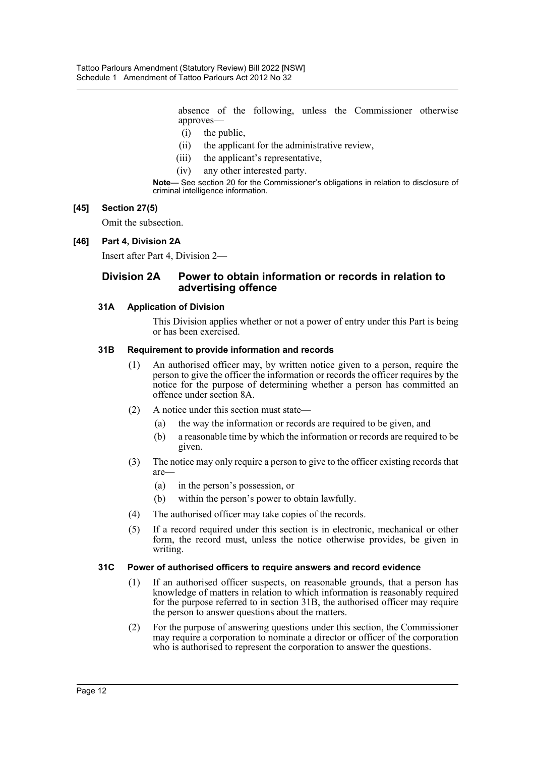absence of the following, unless the Commissioner otherwise approves—

(i) the public,

(ii) the applicant for the administrative review,

(iii) the applicant's representative,

(iv) any other interested party.

**Note—** See section 20 for the Commissioner's obligations in relation to disclosure of criminal intelligence information.

**[45] Section 27(5)**

Omit the subsection.

**[46] Part 4, Division 2A**

Insert after Part 4, Division 2—

## Division 2A Power to obtain information or records in relation to advertising offence

### 31A Application of Division

This Division applies whether or not a power of entry under this Part is being or has been exercised.

### 31B Requirement to provide information and records

(1) An authorised officer may, by written notice given to a person, require the person to give the officer the information or records the officer requires by the notice for the purpose of determining whether a person has committed an offence under section 8A.

(2) A notice under this section must state—

(a) the way the information or records are required to be given, and

(b) a reasonable time by which the information or records are required to be given.

(3) The notice may only require a person to give to the officer existing records that are—

(a) in the person's possession, or

(b) within the person's power to obtain lawfully.

(4) The authorised officer may take copies of the records.

(5) If a record required under this section is in electronic, mechanical or other form, the record must, unless the notice otherwise provides, be given in writing.

### 31C Power of authorised officers to require answers and record evidence

(1) If an authorised officer suspects, on reasonable grounds, that a person has knowledge of matters in relation to which information is reasonably required for the purpose referred to in section 31B, the authorised officer may require the person to answer questions about the matters.

(2) For the purpose of answering questions under this section, the Commissioner may require a corporation to nominate a director or officer of the corporation who is authorised to represent the corporation to answer the questions.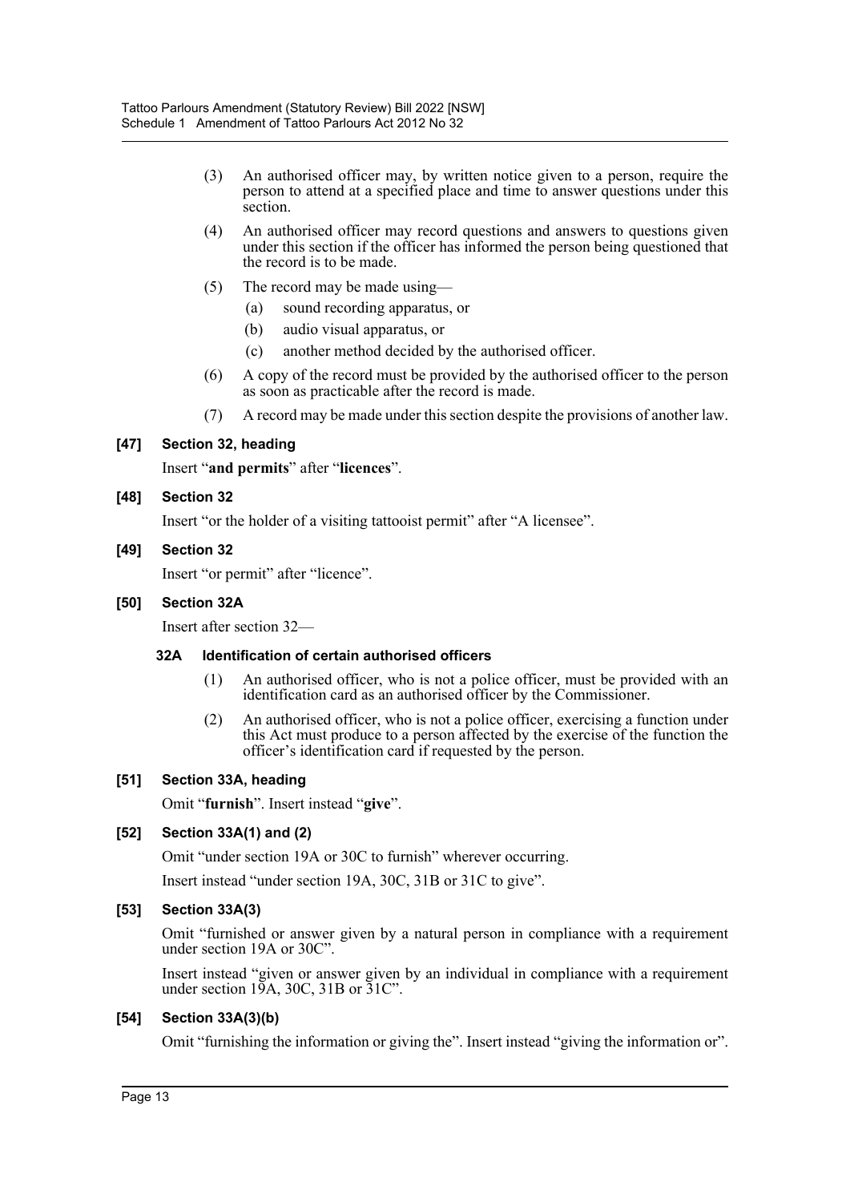(3) An authorised officer may, by written notice given to a person, require the person to attend at a specified place and time to answer questions under this section.

(4) An authorised officer may record questions and answers to questions given under this section if the officer has informed the person being questioned that the record is to be made.

(5) The record may be made using—

(a) sound recording apparatus, or

(b) audio visual apparatus, or

(c) another method decided by the authorised officer.

(6) A copy of the record must be provided by the authorised officer to the person as soon as practicable after the record is made.

(7) A record may be made under this section despite the provisions of another law.

**[47] Section 32, heading**

Insert "**and permits**" after "**licences**".

**[48] Section 32**

Insert "or the holder of a visiting tattooist permit" after "A licensee".

**[49] Section 32**

Insert "or permit" after "licence".

**[50] Section 32A**

Insert after section 32—

**32A Identification of certain authorised officers**

(1) An authorised officer, who is not a police officer, must be provided with an identification card as an authorised officer by the Commissioner.

(2) An authorised officer, who is not a police officer, exercising a function under this Act must produce to a person affected by the exercise of the function the officer's identification card if requested by the person.

**[51] Section 33A, heading**

Omit "**furnish**". Insert instead "**give**".

**[52] Section 33A(1) and (2)**

Omit "under section 19A or 30C to furnish" wherever occurring.

Insert instead "under section 19A, 30C, 31B or 31C to give".

**[53] Section 33A(3)**

Omit "furnished or answer given by a natural person in compliance with a requirement under section 19A or 30C".

Insert instead "given or answer given by an individual in compliance with a requirement under section 19A, 30C, 31B or 31C".

**[54] Section 33A(3)(b)**

Omit "furnishing the information or giving the". Insert instead "giving the information or".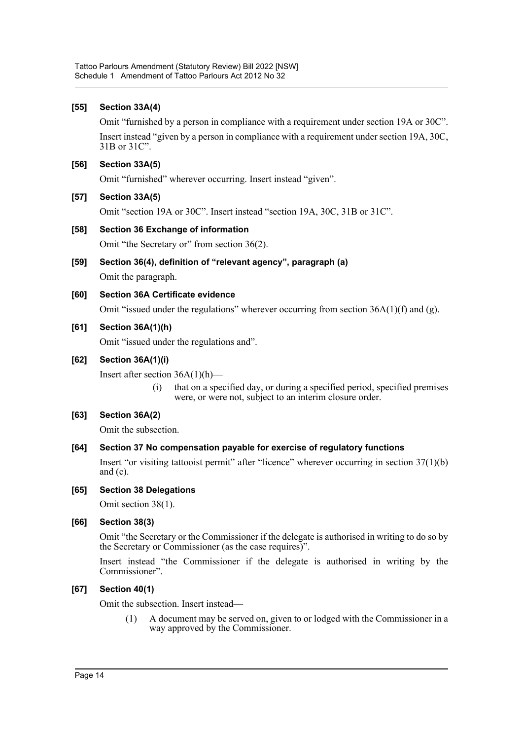**[55] Section 33A(4)**

Omit "furnished by a person in compliance with a requirement under section 19A or 30C".

Insert instead "given by a person in compliance with a requirement under section 19A, 30C, 31B or 31C".

**[56] Section 33A(5)**

Omit "furnished" wherever occurring. Insert instead "given".

**[57] Section 33A(5)**

Omit "section 19A or 30C". Insert instead "section 19A, 30C, 31B or 31C".

**[58] Section 36 Exchange of information**

Omit "the Secretary or" from section 36(2).

**[59] Section 36(4), definition of "relevant agency", paragraph (a)**

Omit the paragraph.

**[60] Section 36A Certificate evidence**

Omit "issued under the regulations" wherever occurring from section 36A(1)(f) and (g).

**[61] Section 36A(1)(h)**

Omit "issued under the regulations and".

**[62] Section 36A(1)(i)**

Insert after section 36A(1)(h)—

> (i) that on a specified day, or during a specified period, specified premises were, or were not, subject to an interim closure order.

**[63] Section 36A(2)**

Omit the subsection.

**[64] Section 37 No compensation payable for exercise of regulatory functions**

Insert "or visiting tattooist permit" after "licence" wherever occurring in section 37(1)(b) and (c).

**[65] Section 38 Delegations**

Omit section 38(1).

**[66] Section 38(3)**

Omit "the Secretary or the Commissioner if the delegate is authorised in writing to do so by the Secretary or Commissioner (as the case requires)".

Insert instead "the Commissioner if the delegate is authorised in writing by the Commissioner".

**[67] Section 40(1)**

Omit the subsection. Insert instead—

> (1) A document may be served on, given to or lodged with the Commissioner in a way approved by the Commissioner.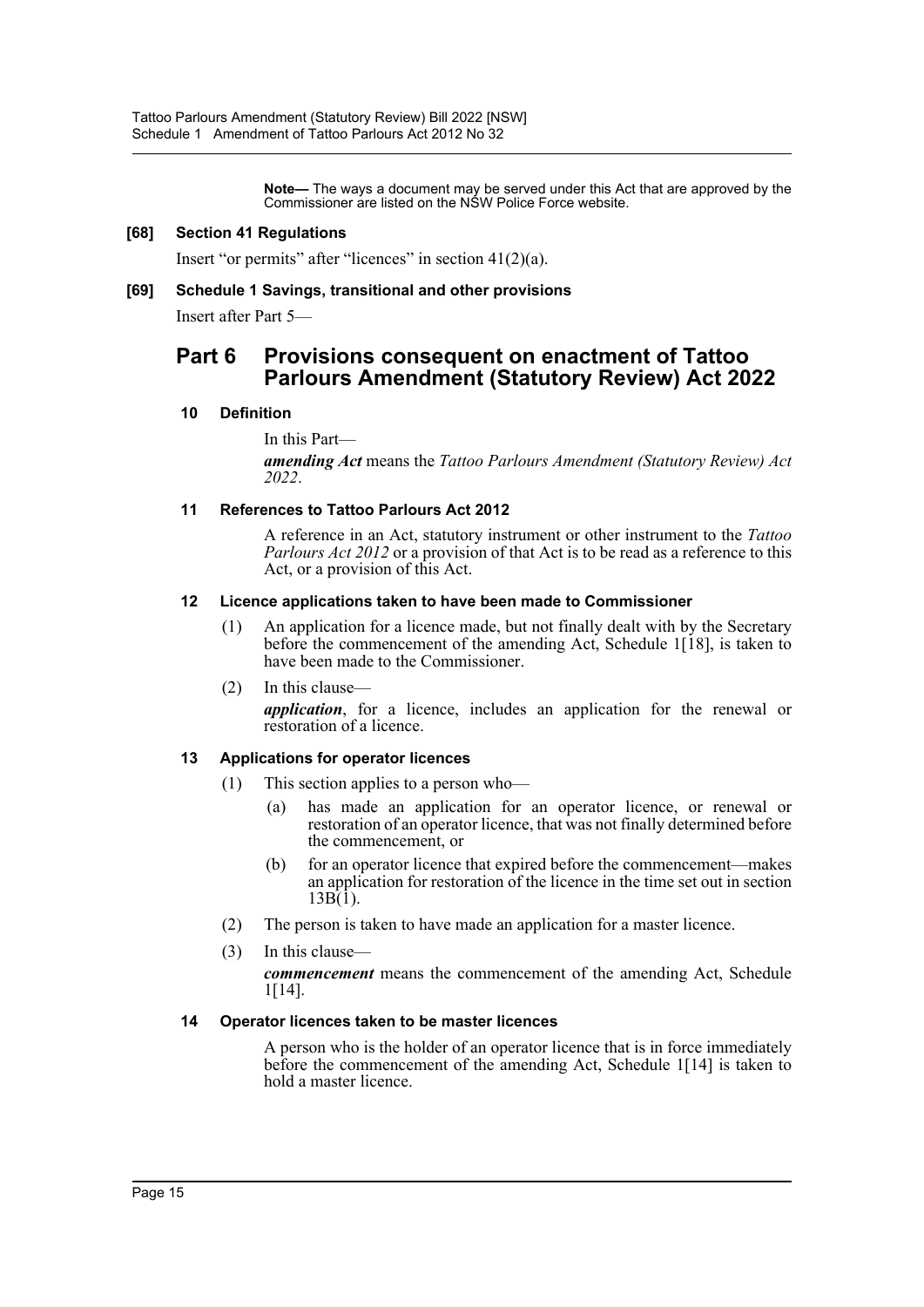**Note—** The ways a document may be served under this Act that are approved by the Commissioner are listed on the NSW Police Force website.

**[68] Section 41 Regulations**

Insert "or permits" after "licences" in section 41(2)(a).

**[69] Schedule 1 Savings, transitional and other provisions**

Insert after Part 5—

# Part 6 Provisions consequent on enactment of Tattoo Parlours Amendment (Statutory Review) Act 2022

### 10 Definition

In this Part—

***amending Act*** means the *Tattoo Parlours Amendment (Statutory Review) Act 2022*.

### 11 References to Tattoo Parlours Act 2012

A reference in an Act, statutory instrument or other instrument to the *Tattoo Parlours Act 2012* or a provision of that Act is to be read as a reference to this Act, or a provision of this Act.

### 12 Licence applications taken to have been made to Commissioner

(1) An application for a licence made, but not finally dealt with by the Secretary before the commencement of the amending Act, Schedule 1[18], is taken to have been made to the Commissioner.

(2) In this clause—

***application***, for a licence, includes an application for the renewal or restoration of a licence.

### 13 Applications for operator licences

(1) This section applies to a person who—

(a) has made an application for an operator licence, or renewal or restoration of an operator licence, that was not finally determined before the commencement, or

(b) for an operator licence that expired before the commencement—makes an application for restoration of the licence in the time set out in section 13B(1).

(2) The person is taken to have made an application for a master licence.

(3) In this clause—

***commencement*** means the commencement of the amending Act, Schedule 1[14].

### 14 Operator licences taken to be master licences

A person who is the holder of an operator licence that is in force immediately before the commencement of the amending Act, Schedule 1[14] is taken to hold a master licence.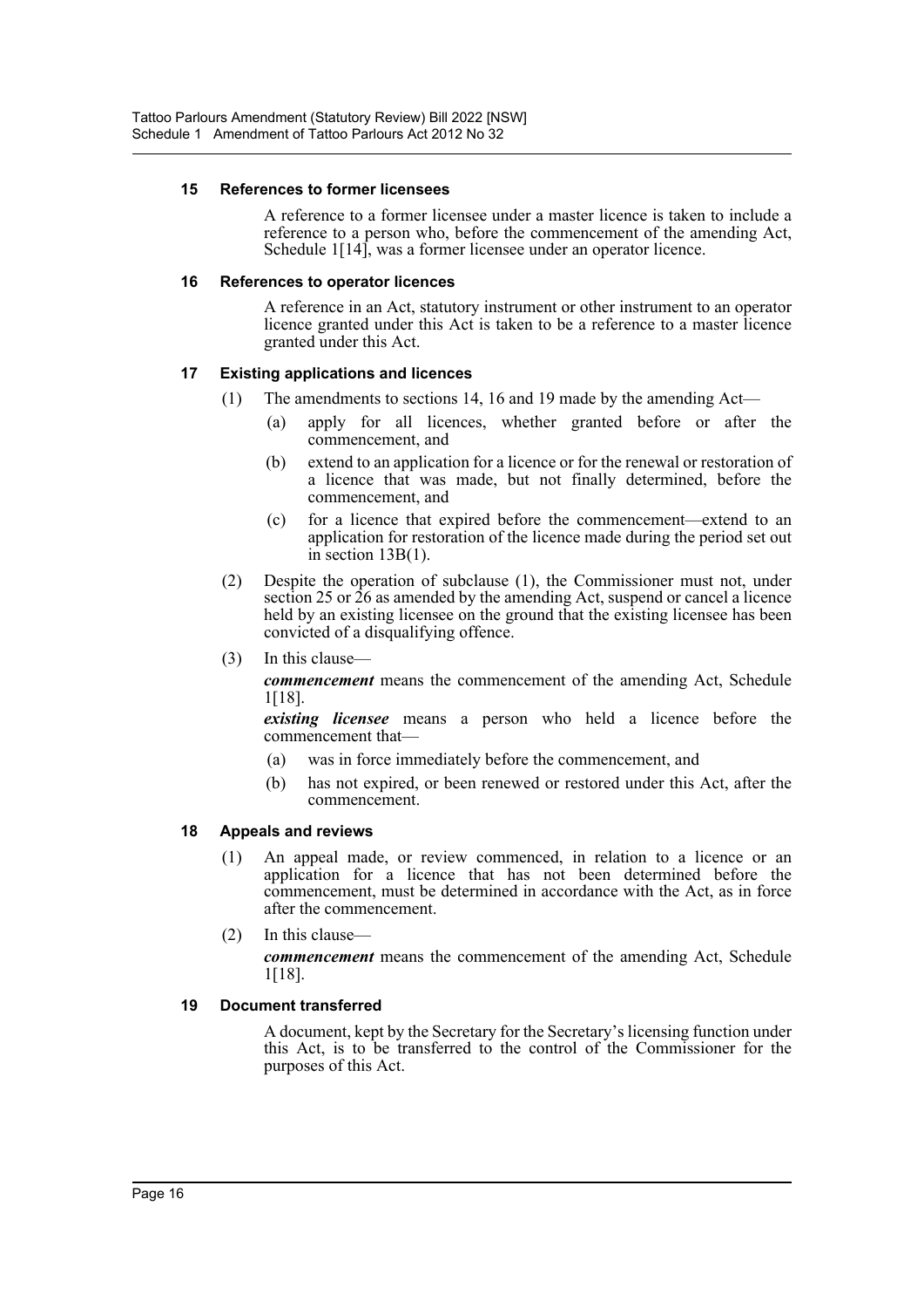### 15 References to former licensees

A reference to a former licensee under a master licence is taken to include a reference to a person who, before the commencement of the amending Act, Schedule 1[14], was a former licensee under an operator licence.

### 16 References to operator licences

A reference in an Act, statutory instrument or other instrument to an operator licence granted under this Act is taken to be a reference to a master licence granted under this Act.

### 17 Existing applications and licences

(1) The amendments to sections 14, 16 and 19 made by the amending Act—

(a) apply for all licences, whether granted before or after the commencement, and

(b) extend to an application for a licence or for the renewal or restoration of a licence that was made, but not finally determined, before the commencement, and

(c) for a licence that expired before the commencement—extend to an application for restoration of the licence made during the period set out in section 13B(1).

(2) Despite the operation of subclause (1), the Commissioner must not, under section 25 or 26 as amended by the amending Act, suspend or cancel a licence held by an existing licensee on the ground that the existing licensee has been convicted of a disqualifying offence.

(3) In this clause—

***commencement*** means the commencement of the amending Act, Schedule 1[18].

***existing licensee*** means a person who held a licence before the commencement that—

(a) was in force immediately before the commencement, and

(b) has not expired, or been renewed or restored under this Act, after the commencement.

### 18 Appeals and reviews

(1) An appeal made, or review commenced, in relation to a licence or an application for a licence that has not been determined before the commencement, must be determined in accordance with the Act, as in force after the commencement.

(2) In this clause—

***commencement*** means the commencement of the amending Act, Schedule 1[18].

### 19 Document transferred

A document, kept by the Secretary for the Secretary's licensing function under this Act, is to be transferred to the control of the Commissioner for the purposes of this Act.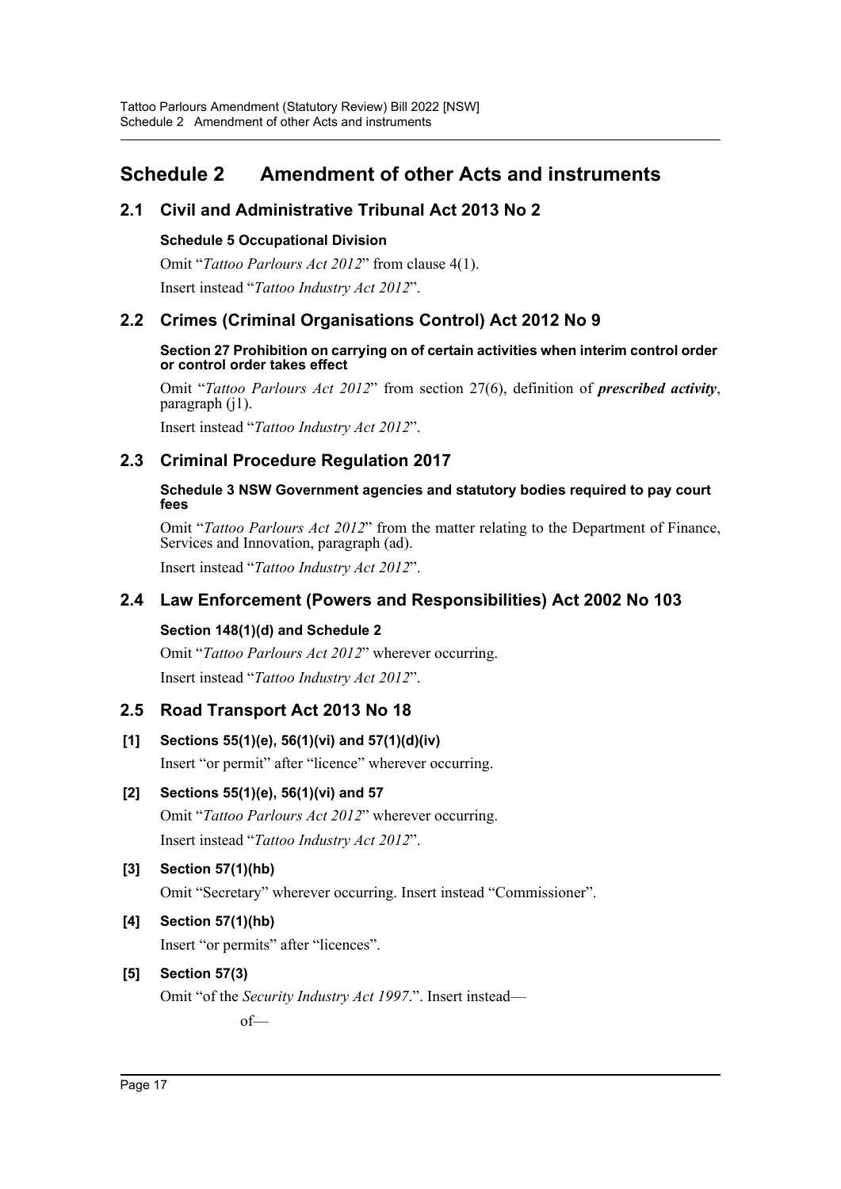# Schedule 2 Amendment of other Acts and instruments

## 2.1 Civil and Administrative Tribunal Act 2013 No 2

#### Schedule 5 Occupational Division

Omit "*Tattoo Parlours Act 2012*" from clause 4(1).

Insert instead "*Tattoo Industry Act 2012*".

## 2.2 Crimes (Criminal Organisations Control) Act 2012 No 9

#### Section 27 Prohibition on carrying on of certain activities when interim control order or control order takes effect

Omit "*Tattoo Parlours Act 2012*" from section 27(6), definition of ***prescribed activity***, paragraph (j1).

Insert instead "*Tattoo Industry Act 2012*".

## 2.3 Criminal Procedure Regulation 2017

#### Schedule 3 NSW Government agencies and statutory bodies required to pay court fees

Omit "*Tattoo Parlours Act 2012*" from the matter relating to the Department of Finance, Services and Innovation, paragraph (ad).

Insert instead "*Tattoo Industry Act 2012*".

## 2.4 Law Enforcement (Powers and Responsibilities) Act 2002 No 103

#### Section 148(1)(d) and Schedule 2

Omit "*Tattoo Parlours Act 2012*" wherever occurring.

Insert instead "*Tattoo Industry Act 2012*".

## 2.5 Road Transport Act 2013 No 18

#### [1] Sections 55(1)(e), 56(1)(vi) and 57(1)(d)(iv)

Insert "or permit" after "licence" wherever occurring.

#### [2] Sections 55(1)(e), 56(1)(vi) and 57

Omit "*Tattoo Parlours Act 2012*" wherever occurring.

Insert instead "*Tattoo Industry Act 2012*".

#### [3] Section 57(1)(hb)

Omit "Secretary" wherever occurring. Insert instead "Commissioner".

#### [4] Section 57(1)(hb)

Insert "or permits" after "licences".

#### [5] Section 57(3)

Omit "of the *Security Industry Act 1997*.". Insert instead—

of—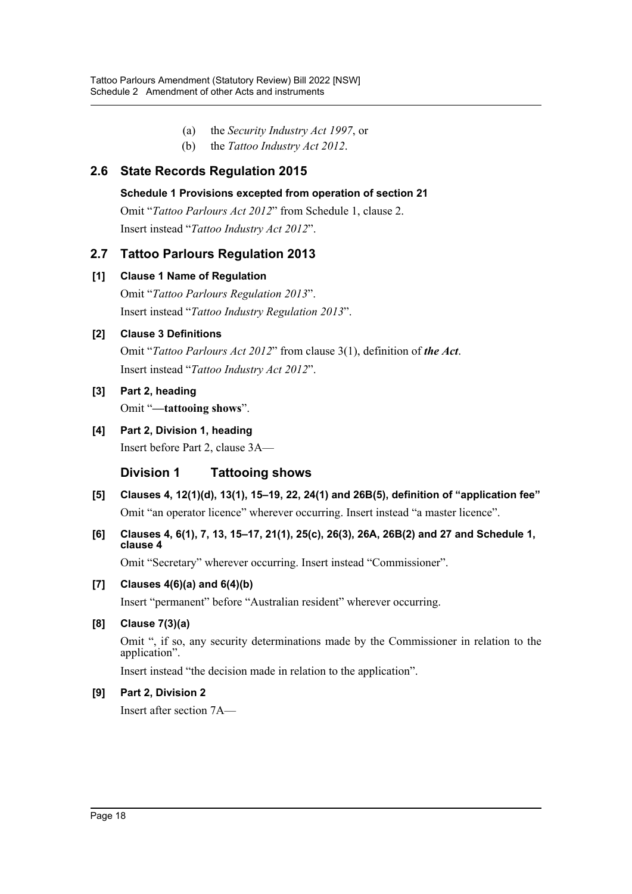(a) the *Security Industry Act 1997*, or

(b) the *Tattoo Industry Act 2012*.

## 2.6 State Records Regulation 2015

**Schedule 1 Provisions excepted from operation of section 21**

Omit "*Tattoo Parlours Act 2012*" from Schedule 1, clause 2.

Insert instead "*Tattoo Industry Act 2012*".

## 2.7 Tattoo Parlours Regulation 2013

**[1] Clause 1 Name of Regulation**

Omit "*Tattoo Parlours Regulation 2013*".

Insert instead "*Tattoo Industry Regulation 2013*".

**[2] Clause 3 Definitions**

Omit "*Tattoo Parlours Act 2012*" from clause 3(1), definition of ***the Act***.

Insert instead "*Tattoo Industry Act 2012*".

**[3] Part 2, heading**

Omit "**—tattooing shows**".

**[4] Part 2, Division 1, heading**

Insert before Part 2, clause 3A—

### Division 1 Tattooing shows

**[5] Clauses 4, 12(1)(d), 13(1), 15–19, 22, 24(1) and 26B(5), definition of "application fee"**

Omit "an operator licence" wherever occurring. Insert instead "a master licence".

**[6] Clauses 4, 6(1), 7, 13, 15–17, 21(1), 25(c), 26(3), 26A, 26B(2) and 27 and Schedule 1, clause 4**

Omit "Secretary" wherever occurring. Insert instead "Commissioner".

**[7] Clauses 4(6)(a) and 6(4)(b)**

Insert "permanent" before "Australian resident" wherever occurring.

**[8] Clause 7(3)(a)**

Omit ", if so, any security determinations made by the Commissioner in relation to the application".

Insert instead "the decision made in relation to the application".

**[9] Part 2, Division 2**

Insert after section 7A—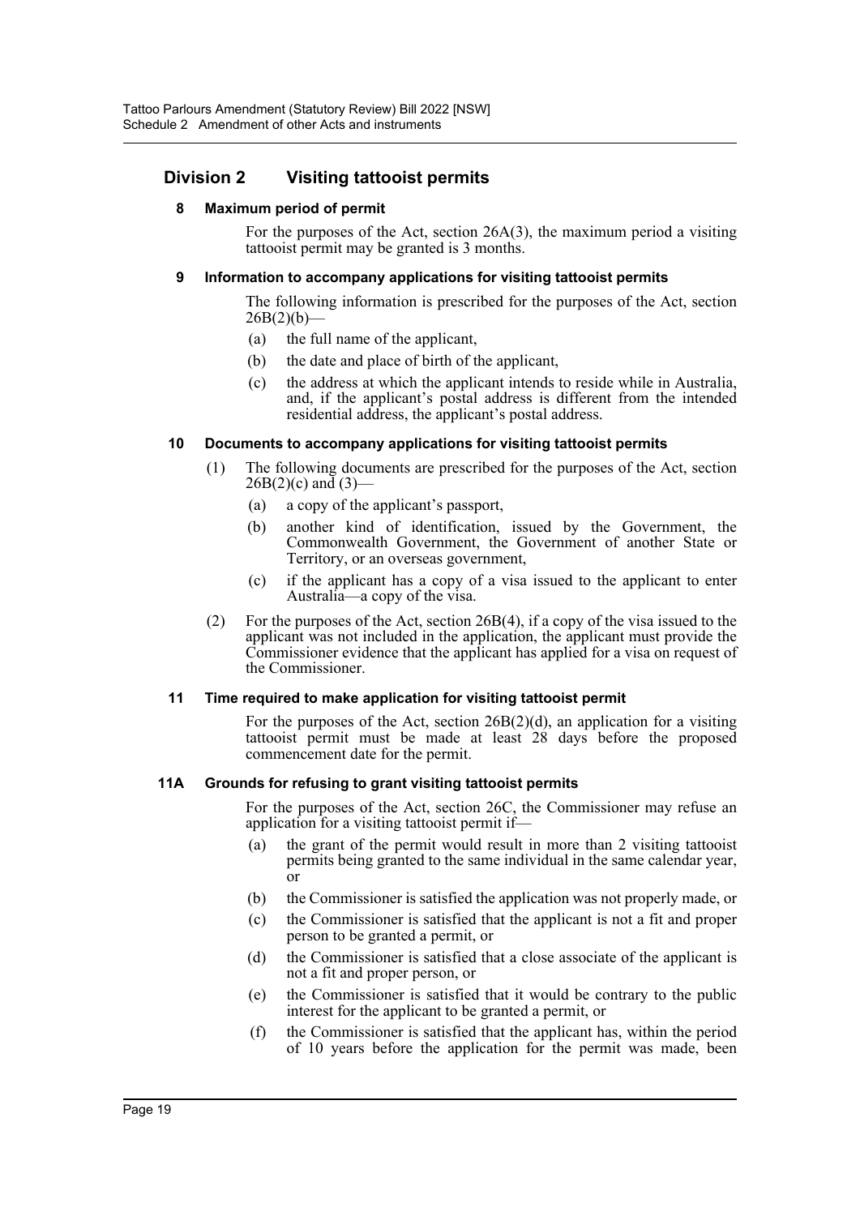## Division 2 Visiting tattooist permits

### 8 Maximum period of permit

For the purposes of the Act, section 26A(3), the maximum period a visiting tattooist permit may be granted is 3 months.

### 9 Information to accompany applications for visiting tattooist permits

The following information is prescribed for the purposes of the Act, section 26B(2)(b)—

(a) the full name of the applicant,

(b) the date and place of birth of the applicant,

(c) the address at which the applicant intends to reside while in Australia, and, if the applicant's postal address is different from the intended residential address, the applicant's postal address.

### 10 Documents to accompany applications for visiting tattooist permits

(1) The following documents are prescribed for the purposes of the Act, section 26B(2)(c) and (3)—

(a) a copy of the applicant's passport,

(b) another kind of identification, issued by the Government, the Commonwealth Government, the Government of another State or Territory, or an overseas government,

(c) if the applicant has a copy of a visa issued to the applicant to enter Australia—a copy of the visa.

(2) For the purposes of the Act, section 26B(4), if a copy of the visa issued to the applicant was not included in the application, the applicant must provide the Commissioner evidence that the applicant has applied for a visa on request of the Commissioner.

### 11 Time required to make application for visiting tattooist permit

For the purposes of the Act, section 26B(2)(d), an application for a visiting tattooist permit must be made at least 28 days before the proposed commencement date for the permit.

### 11A Grounds for refusing to grant visiting tattooist permits

For the purposes of the Act, section 26C, the Commissioner may refuse an application for a visiting tattooist permit if—

(a) the grant of the permit would result in more than 2 visiting tattooist permits being granted to the same individual in the same calendar year, or

(b) the Commissioner is satisfied the application was not properly made, or

(c) the Commissioner is satisfied that the applicant is not a fit and proper person to be granted a permit, or

(d) the Commissioner is satisfied that a close associate of the applicant is not a fit and proper person, or

(e) the Commissioner is satisfied that it would be contrary to the public interest for the applicant to be granted a permit, or

(f) the Commissioner is satisfied that the applicant has, within the period of 10 years before the application for the permit was made, been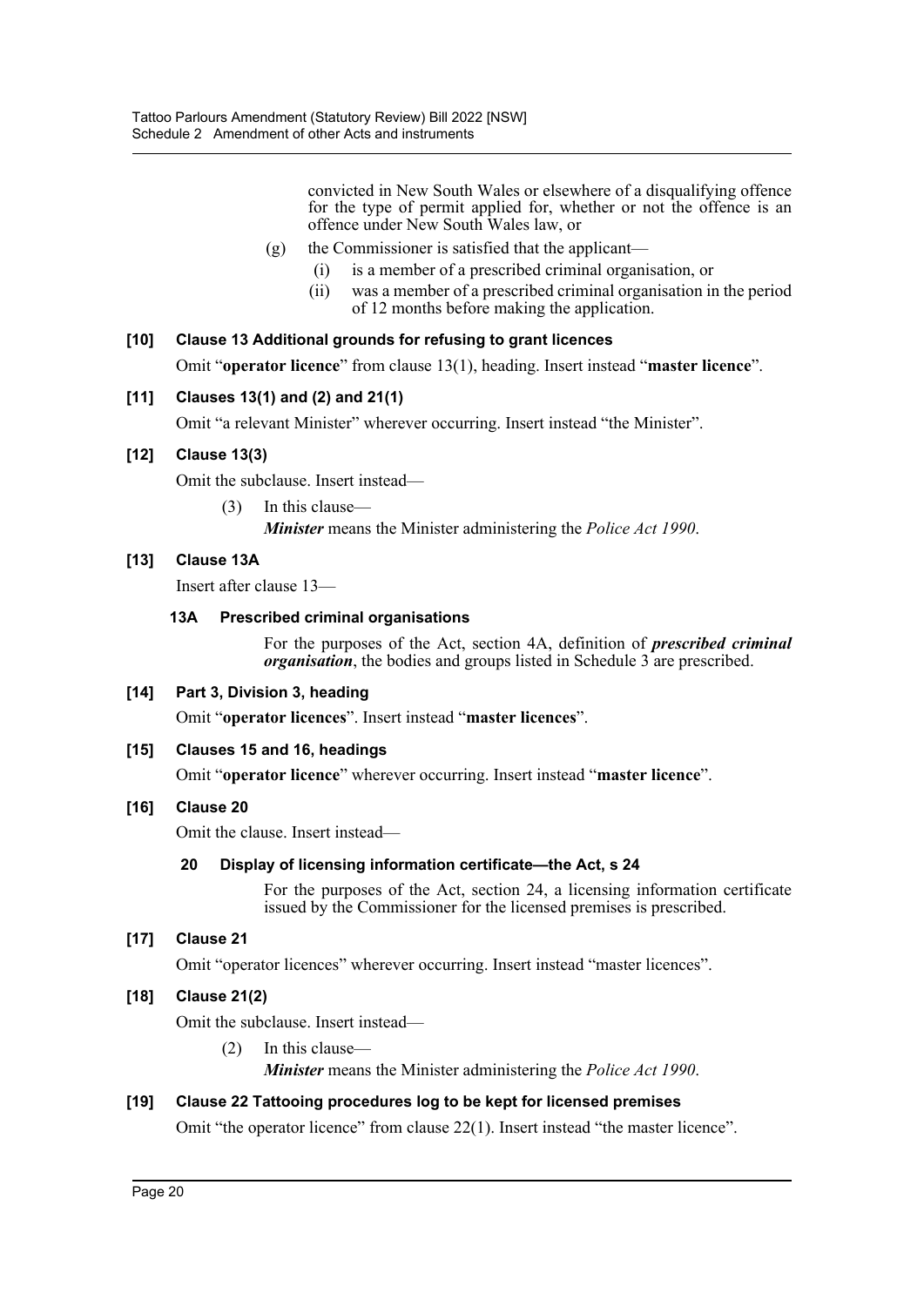convicted in New South Wales or elsewhere of a disqualifying offence for the type of permit applied for, whether or not the offence is an offence under New South Wales law, or

(g) the Commissioner is satisfied that the applicant—

(i) is a member of a prescribed criminal organisation, or

(ii) was a member of a prescribed criminal organisation in the period of 12 months before making the application.

**[10] Clause 13 Additional grounds for refusing to grant licences**

Omit "**operator licence**" from clause 13(1), heading. Insert instead "**master licence**".

**[11] Clauses 13(1) and (2) and 21(1)**

Omit "a relevant Minister" wherever occurring. Insert instead "the Minister".

**[12] Clause 13(3)**

Omit the subclause. Insert instead—

(3) In this clause—

***Minister*** means the Minister administering the *Police Act 1990*.

**[13] Clause 13A**

Insert after clause 13—

**13A Prescribed criminal organisations**

For the purposes of the Act, section 4A, definition of ***prescribed criminal organisation***, the bodies and groups listed in Schedule 3 are prescribed.

**[14] Part 3, Division 3, heading**

Omit "**operator licences**". Insert instead "**master licences**".

**[15] Clauses 15 and 16, headings**

Omit "**operator licence**" wherever occurring. Insert instead "**master licence**".

**[16] Clause 20**

Omit the clause. Insert instead—

**20 Display of licensing information certificate—the Act, s 24**

For the purposes of the Act, section 24, a licensing information certificate issued by the Commissioner for the licensed premises is prescribed.

**[17] Clause 21**

Omit "operator licences" wherever occurring. Insert instead "master licences".

**[18] Clause 21(2)**

Omit the subclause. Insert instead—

(2) In this clause—

***Minister*** means the Minister administering the *Police Act 1990*.

**[19] Clause 22 Tattooing procedures log to be kept for licensed premises**

Omit "the operator licence" from clause 22(1). Insert instead "the master licence".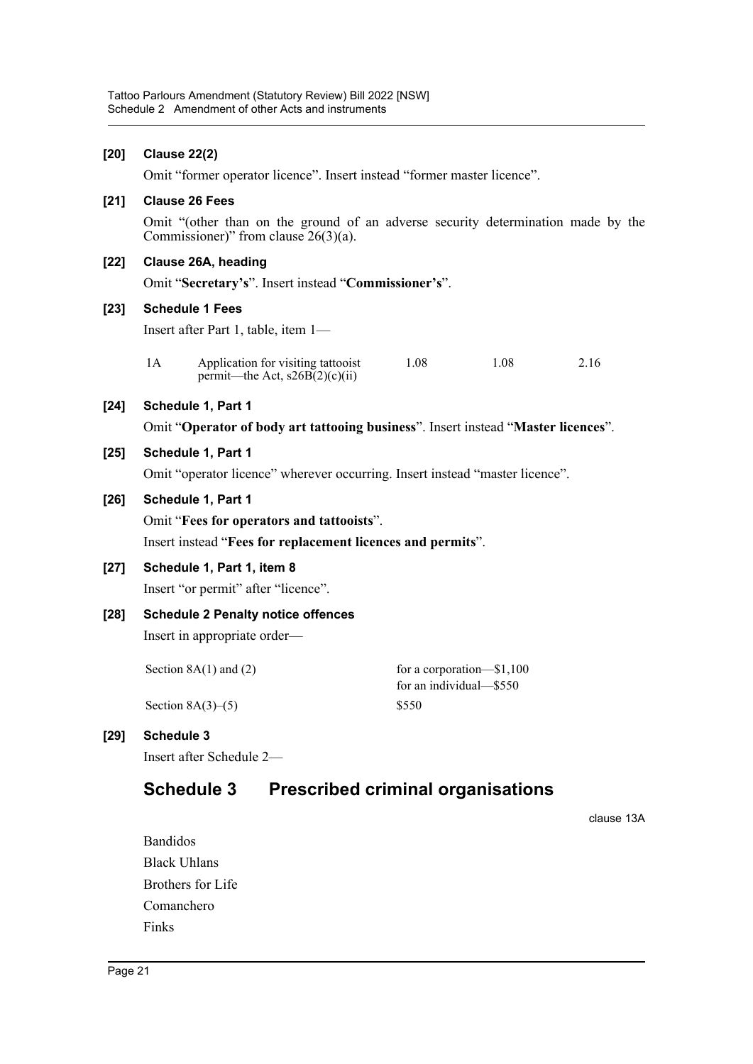**[20] Clause 22(2)**

Omit "former operator licence". Insert instead "former master licence".

**[21] Clause 26 Fees**

Omit "(other than on the ground of an adverse security determination made by the Commissioner)" from clause 26(3)(a).

**[22] Clause 26A, heading**

Omit "**Secretary's**". Insert instead "**Commissioner's**".

**[23] Schedule 1 Fees**

Insert after Part 1, table, item 1—

| | | | | |
|---|---|---|---|---|
| 1A | Application for visiting tattooist permit—the Act, s26B(2)(c)(ii) | 1.08 | 1.08 | 2.16 |

**[24] Schedule 1, Part 1**

Omit "**Operator of body art tattooing business**". Insert instead "**Master licences**".

**[25] Schedule 1, Part 1**

Omit "operator licence" wherever occurring. Insert instead "master licence".

**[26] Schedule 1, Part 1**

Omit "**Fees for operators and tattooists**".

Insert instead "**Fees for replacement licences and permits**".

**[27] Schedule 1, Part 1, item 8**

Insert "or permit" after "licence".

**[28] Schedule 2 Penalty notice offences**

Insert in appropriate order—

| | |
|---|---|
| Section 8A(1) and (2) | for a corporation—$1,100<br>for an individual—$550 |
| Section 8A(3)–(5) | $550 |

**[29] Schedule 3**

Insert after Schedule 2—

## Schedule 3 Prescribed criminal organisations

clause 13A

Bandidos

Black Uhlans

Brothers for Life

Comanchero

Finks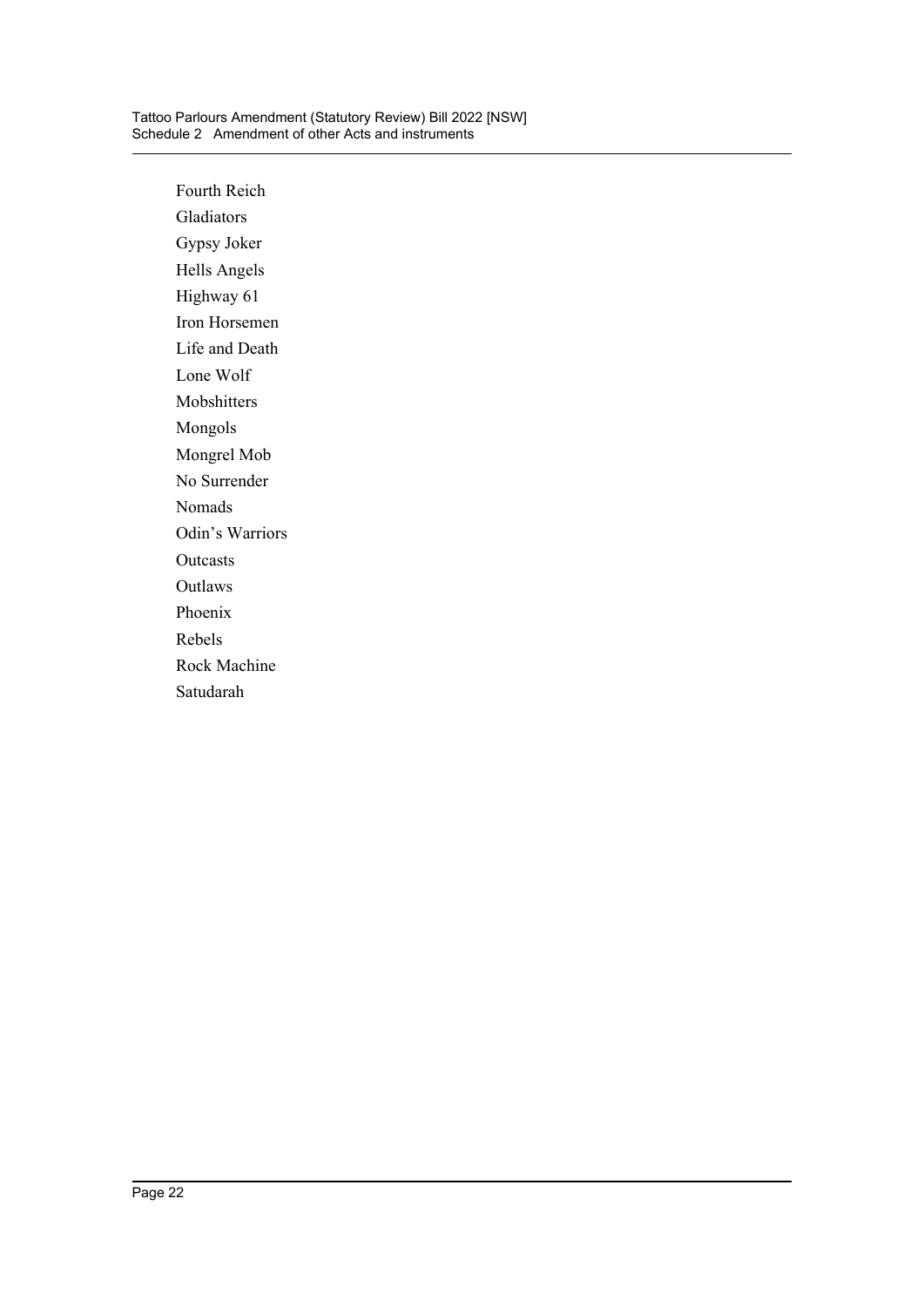Fourth Reich

Gladiators

Gypsy Joker

Hells Angels

Highway 61

Iron Horsemen

Life and Death

Lone Wolf

Mobshitters

Mongols

Mongrel Mob

No Surrender

Nomads

Odin's Warriors

Outcasts

Outlaws

Phoenix

Rebels

Rock Machine

Satudarah